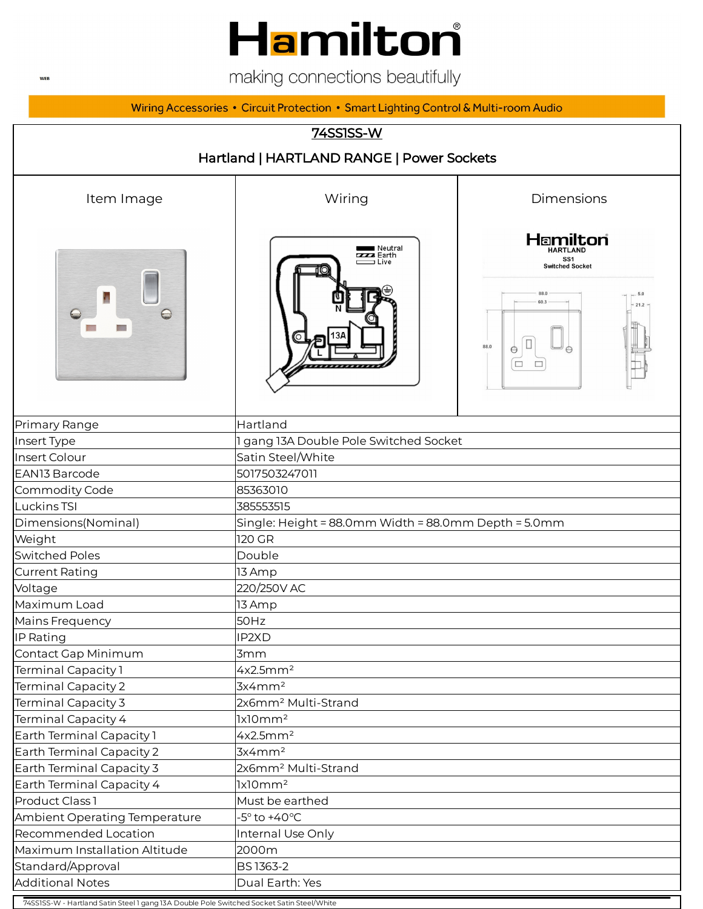# Hamilton

making connections beautifully

Wiring Accessories • Circuit Protection • Smart Lighting Control & Multi-room Audio

## 74SS1SS-W

**Hartland | HARTLAND RANGE | Power Sockets**

| Item Image | Wiring | Dimensions |
|---|---|---|

| | |
|---|---|
| Primary Range | Hartland |
| Insert Type | 1 gang 13A Double Pole Switched Socket |
| Insert Colour | Satin Steel/White |
| EAN13 Barcode | 5017503247011 |
| Commodity Code | 85363010 |
| Luckins TSI | 385553515 |
| Dimensions(Nominal) | Single: Height = 88.0mm Width = 88.0mm Depth = 5.0mm |
| Weight | 120 GR |
| Switched Poles | Double |
| Current Rating | 13 Amp |
| Voltage | 220/250V AC |
| Maximum Load | 13 Amp |
| Mains Frequency | 50Hz |
| IP Rating | IP2XD |
| Contact Gap Minimum | 3mm |
| Terminal Capacity 1 | $4x2.5mm^2$ |
| Terminal Capacity 2 | $3x4mm^2$ |
| Terminal Capacity 3 | $2x6mm^2$ Multi-Strand |
| Terminal Capacity 4 | $1x10mm^2$ |
| Earth Terminal Capacity 1 | $4x2.5mm^2$ |
| Earth Terminal Capacity 2 | $3x4mm^2$ |
| Earth Terminal Capacity 3 | $2x6mm^2$ Multi-Strand |
| Earth Terminal Capacity 4 | $1x10mm^2$ |
| Product Class 1 | Must be earthed |
| Ambient Operating Temperature | -5° to +40°C |
| Recommended Location | Internal Use Only |
| Maximum Installation Altitude | 2000m |
| Standard/Approval | BS 1363-2 |
| Additional Notes | Dual Earth: Yes |

74SS1SS-W - Hartland Satin Steel 1 gang 13A Double Pole Switched Socket Satin Steel/White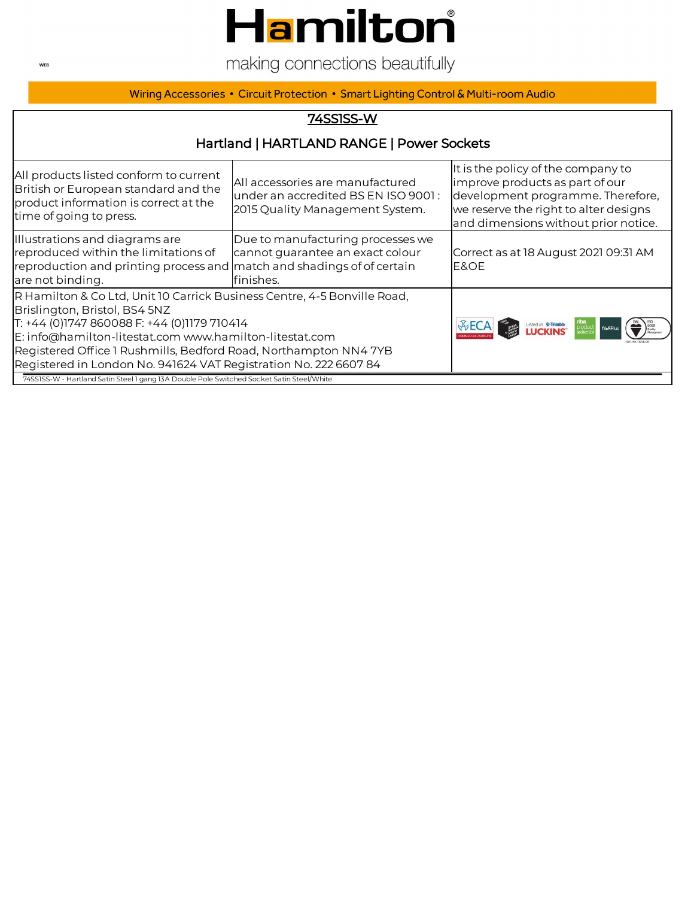Hamilton®

making connections beautifully

Wiring Accessories • Circuit Protection • Smart Lighting Control & Multi-room Audio

# 74SS1SS-W

## Hartland | HARTLAND RANGE | Power Sockets

| | | |
|---|---|---|
| All products listed conform to current British or European standard and the product information is correct at the time of going to press. | All accessories are manufactured under an accredited BS EN ISO 9001 : 2015 Quality Management System. | It is the policy of the company to improve products as part of our development programme. Therefore, we reserve the right to alter designs and dimensions without prior notice. |
| Illustrations and diagrams are reproduced within the limitations of reproduction and printing process and are not binding. | Due to manufacturing processes we cannot guarantee an exact colour match and shadings of of certain finishes. | Correct as at 18 August 2021 09:31 AM E&OE |

R Hamilton & Co Ltd, Unit 10 Carrick Business Centre, 4-5 Bonville Road, Brislington, Bristol, BS4 5NZ
T: +44 (0)1747 860088 F: +44 (0)1179 710414
E: info@hamilton-litestat.com www.hamilton-litestat.com
Registered Office 1 Rushmills, Bedford Road, Northampton NN4 7YB
Registered in London No. 941624 VAT Registration No. 222 6607 84

74SS1SS-W - Hartland Satin Steel 1 gang 13A Double Pole Switched Socket Satin Steel/White